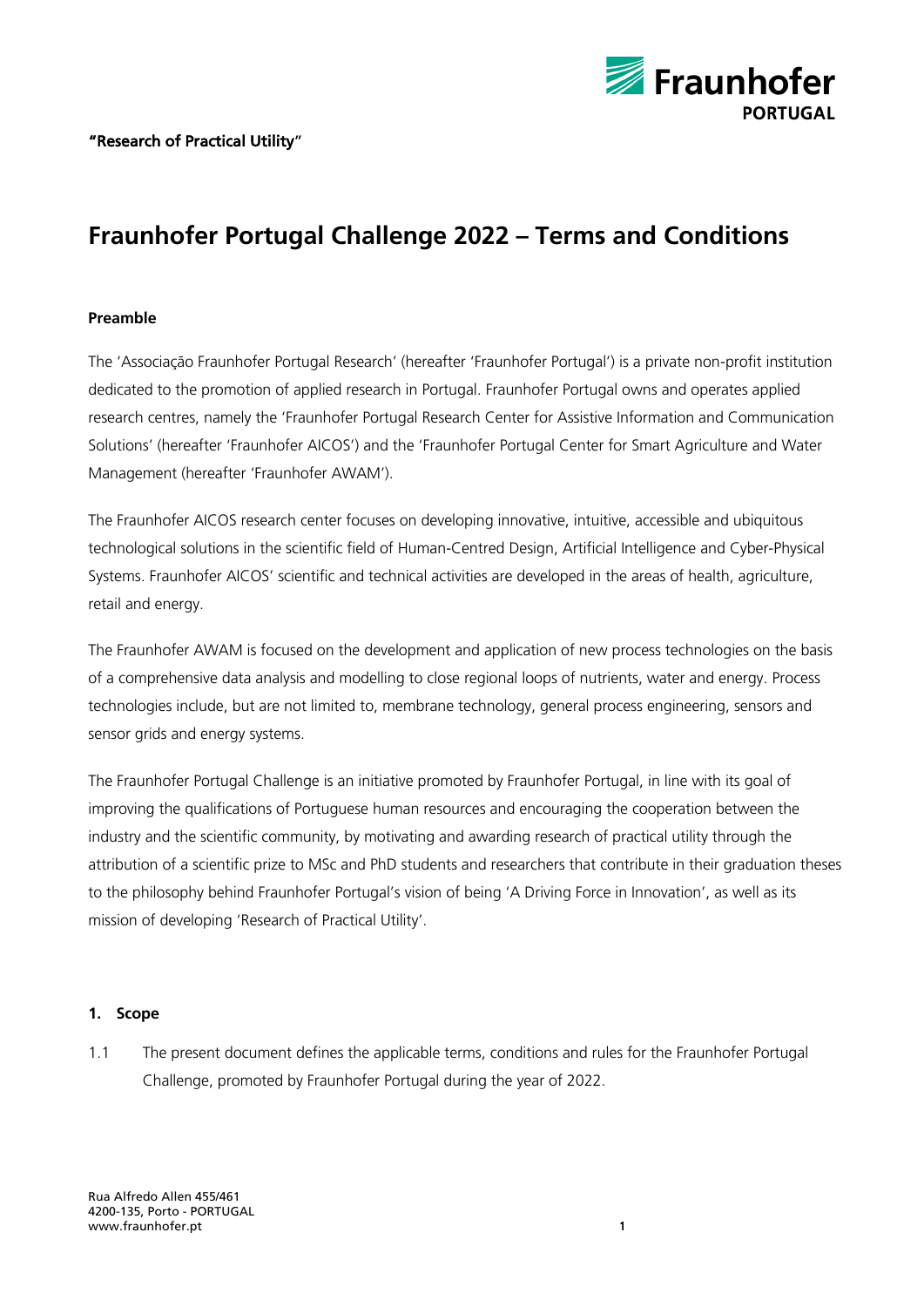"Research of Practical Utility"

# Fraunhofer Portugal Challenge 2022 – Terms and Conditions

**Preamble**

The 'Associação Fraunhofer Portugal Research' (hereafter 'Fraunhofer Portugal') is a private non-profit institution dedicated to the promotion of applied research in Portugal. Fraunhofer Portugal owns and operates applied research centres, namely the 'Fraunhofer Portugal Research Center for Assistive Information and Communication Solutions' (hereafter 'Fraunhofer AICOS') and the 'Fraunhofer Portugal Center for Smart Agriculture and Water Management (hereafter 'Fraunhofer AWAM').

The Fraunhofer AICOS research center focuses on developing innovative, intuitive, accessible and ubiquitous technological solutions in the scientific field of Human-Centred Design, Artificial Intelligence and Cyber-Physical Systems. Fraunhofer AICOS' scientific and technical activities are developed in the areas of health, agriculture, retail and energy.

The Fraunhofer AWAM is focused on the development and application of new process technologies on the basis of a comprehensive data analysis and modelling to close regional loops of nutrients, water and energy. Process technologies include, but are not limited to, membrane technology, general process engineering, sensors and sensor grids and energy systems.

The Fraunhofer Portugal Challenge is an initiative promoted by Fraunhofer Portugal, in line with its goal of improving the qualifications of Portuguese human resources and encouraging the cooperation between the industry and the scientific community, by motivating and awarding research of practical utility through the attribution of a scientific prize to MSc and PhD students and researchers that contribute in their graduation theses to the philosophy behind Fraunhofer Portugal's vision of being 'A Driving Force in Innovation', as well as its mission of developing 'Research of Practical Utility'.

**1. Scope**

1.1 The present document defines the applicable terms, conditions and rules for the Fraunhofer Portugal Challenge, promoted by Fraunhofer Portugal during the year of 2022.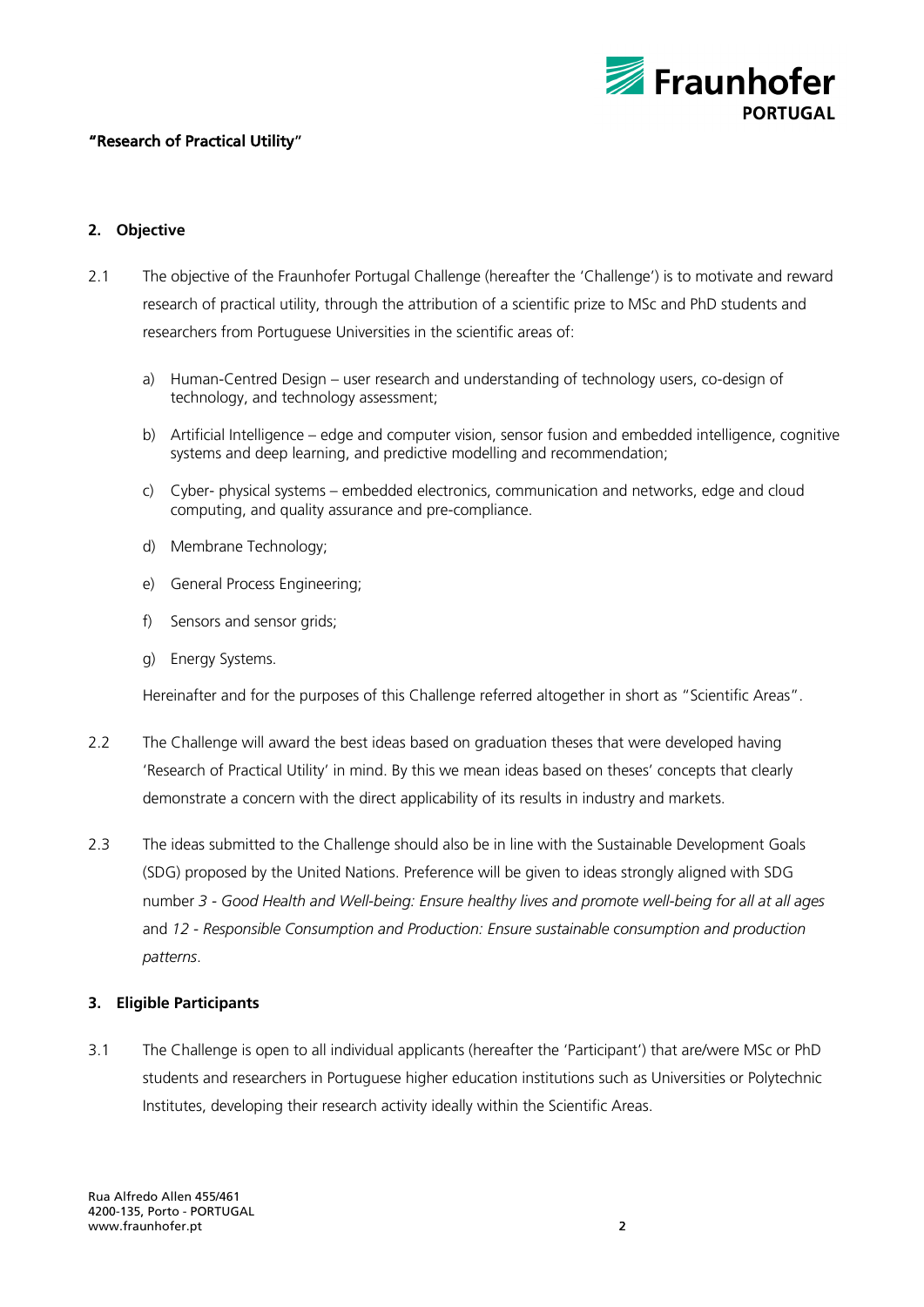## 2. Objective

2.1 The objective of the Fraunhofer Portugal Challenge (hereafter the 'Challenge') is to motivate and reward research of practical utility, through the attribution of a scientific prize to MSc and PhD students and researchers from Portuguese Universities in the scientific areas of:

a) Human-Centred Design – user research and understanding of technology users, co-design of technology, and technology assessment;

b) Artificial Intelligence – edge and computer vision, sensor fusion and embedded intelligence, cognitive systems and deep learning, and predictive modelling and recommendation;

c) Cyber- physical systems – embedded electronics, communication and networks, edge and cloud computing, and quality assurance and pre-compliance.

d) Membrane Technology;

e) General Process Engineering;

f) Sensors and sensor grids;

g) Energy Systems.

Hereinafter and for the purposes of this Challenge referred altogether in short as "Scientific Areas".

2.2 The Challenge will award the best ideas based on graduation theses that were developed having 'Research of Practical Utility' in mind. By this we mean ideas based on theses' concepts that clearly demonstrate a concern with the direct applicability of its results in industry and markets.

2.3 The ideas submitted to the Challenge should also be in line with the Sustainable Development Goals (SDG) proposed by the United Nations. Preference will be given to ideas strongly aligned with SDG number *3 - Good Health and Well-being: Ensure healthy lives and promote well-being for all at all ages* and *12 - Responsible Consumption and Production: Ensure sustainable consumption and production patterns*.

## 3. Eligible Participants

3.1 The Challenge is open to all individual applicants (hereafter the 'Participant') that are/were MSc or PhD students and researchers in Portuguese higher education institutions such as Universities or Polytechnic Institutes, developing their research activity ideally within the Scientific Areas.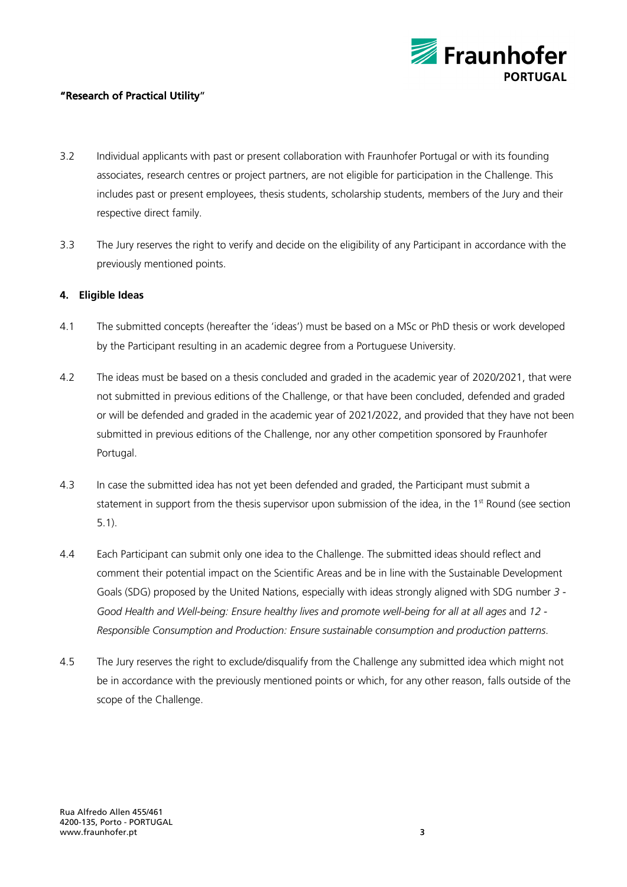3.2 Individual applicants with past or present collaboration with Fraunhofer Portugal or with its founding associates, research centres or project partners, are not eligible for participation in the Challenge. This includes past or present employees, thesis students, scholarship students, members of the Jury and their respective direct family.

3.3 The Jury reserves the right to verify and decide on the eligibility of any Participant in accordance with the previously mentioned points.

**4. Eligible Ideas**

4.1 The submitted concepts (hereafter the 'ideas') must be based on a MSc or PhD thesis or work developed by the Participant resulting in an academic degree from a Portuguese University.

4.2 The ideas must be based on a thesis concluded and graded in the academic year of 2020/2021, that were not submitted in previous editions of the Challenge, or that have been concluded, defended and graded or will be defended and graded in the academic year of 2021/2022, and provided that they have not been submitted in previous editions of the Challenge, nor any other competition sponsored by Fraunhofer Portugal.

4.3 In case the submitted idea has not yet been defended and graded, the Participant must submit a statement in support from the thesis supervisor upon submission of the idea, in the 1st Round (see section 5.1).

4.4 Each Participant can submit only one idea to the Challenge. The submitted ideas should reflect and comment their potential impact on the Scientific Areas and be in line with the Sustainable Development Goals (SDG) proposed by the United Nations, especially with ideas strongly aligned with SDG number *3 - Good Health and Well-being: Ensure healthy lives and promote well-being for all at all ages* and *12 - Responsible Consumption and Production: Ensure sustainable consumption and production patterns*.

4.5 The Jury reserves the right to exclude/disqualify from the Challenge any submitted idea which might not be in accordance with the previously mentioned points or which, for any other reason, falls outside of the scope of the Challenge.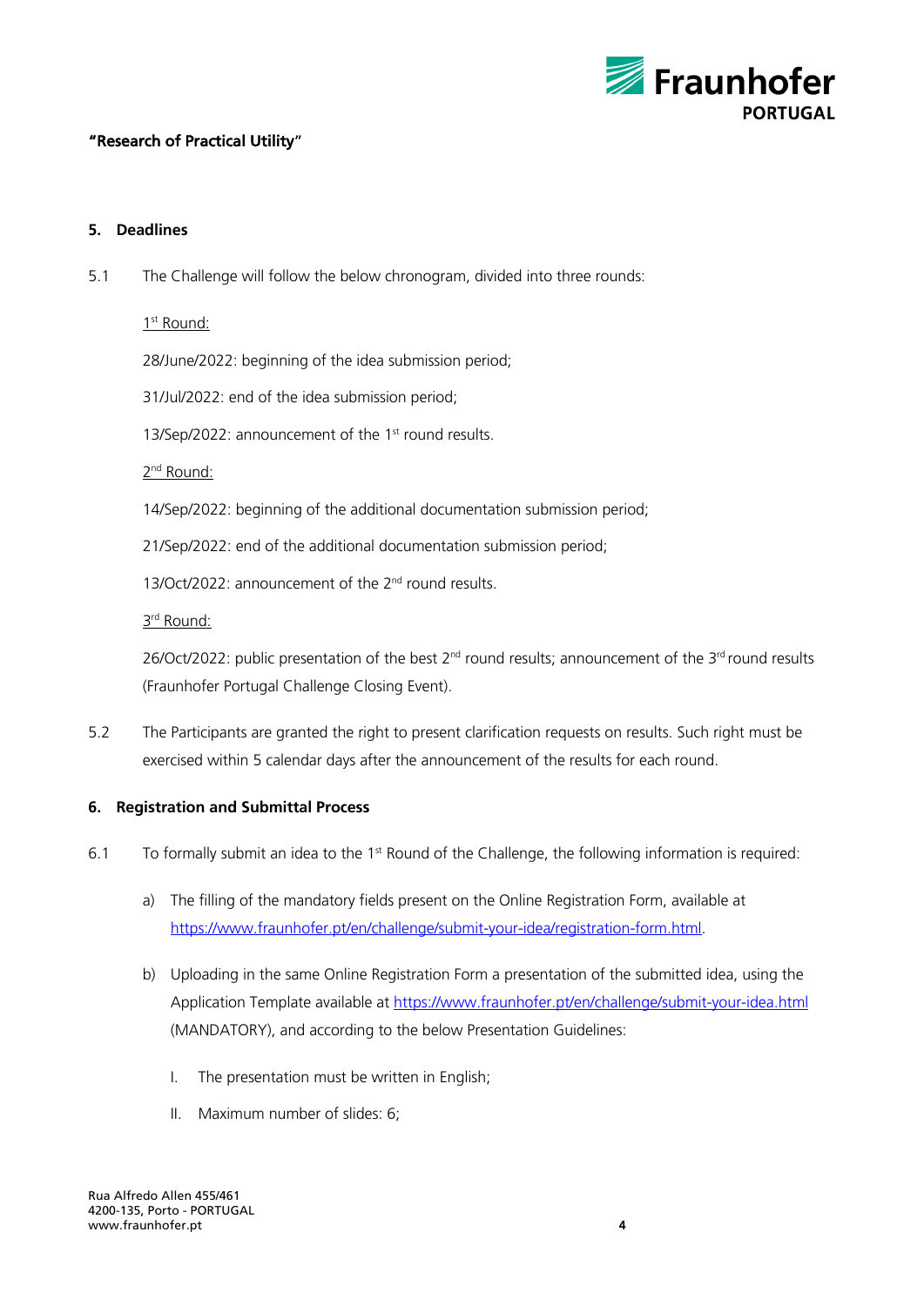"Research of Practical Utility"

## 5. Deadlines

5.1 The Challenge will follow the below chronogram, divided into three rounds:

1st Round:

28/June/2022: beginning of the idea submission period;

31/Jul/2022: end of the idea submission period;

13/Sep/2022: announcement of the 1st round results.

2nd Round:

14/Sep/2022: beginning of the additional documentation submission period;

21/Sep/2022: end of the additional documentation submission period;

13/Oct/2022: announcement of the 2nd round results.

3rd Round:

26/Oct/2022: public presentation of the best 2nd round results; announcement of the 3rd round results (Fraunhofer Portugal Challenge Closing Event).

5.2 The Participants are granted the right to present clarification requests on results. Such right must be exercised within 5 calendar days after the announcement of the results for each round.

## 6. Registration and Submittal Process

6.1 To formally submit an idea to the 1st Round of the Challenge, the following information is required:

a) The filling of the mandatory fields present on the Online Registration Form, available at https://www.fraunhofer.pt/en/challenge/submit-your-idea/registration-form.html.

b) Uploading in the same Online Registration Form a presentation of the submitted idea, using the Application Template available at https://www.fraunhofer.pt/en/challenge/submit-your-idea.html (MANDATORY), and according to the below Presentation Guidelines:

   I. The presentation must be written in English;

   II. Maximum number of slides: 6;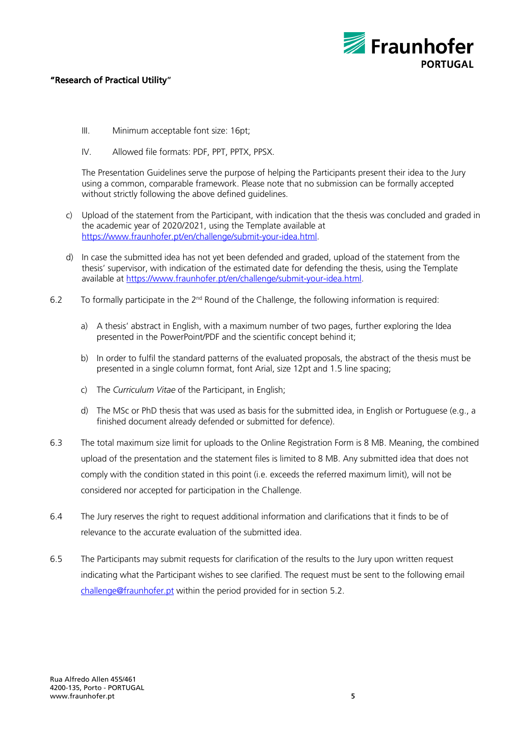III. Minimum acceptable font size: 16pt;

IV. Allowed file formats: PDF, PPT, PPTX, PPSX.

The Presentation Guidelines serve the purpose of helping the Participants present their idea to the Jury using a common, comparable framework. Please note that no submission can be formally accepted without strictly following the above defined guidelines.

c) Upload of the statement from the Participant, with indication that the thesis was concluded and graded in the academic year of 2020/2021, using the Template available at https://www.fraunhofer.pt/en/challenge/submit-your-idea.html.

d) In case the submitted idea has not yet been defended and graded, upload of the statement from the thesis' supervisor, with indication of the estimated date for defending the thesis, using the Template available at https://www.fraunhofer.pt/en/challenge/submit-your-idea.html.

6.2 To formally participate in the 2nd Round of the Challenge, the following information is required:

a) A thesis' abstract in English, with a maximum number of two pages, further exploring the Idea presented in the PowerPoint/PDF and the scientific concept behind it;

b) In order to fulfil the standard patterns of the evaluated proposals, the abstract of the thesis must be presented in a single column format, font Arial, size 12pt and 1.5 line spacing;

c) The *Curriculum Vitae* of the Participant, in English;

d) The MSc or PhD thesis that was used as basis for the submitted idea, in English or Portuguese (e.g., a finished document already defended or submitted for defence).

6.3 The total maximum size limit for uploads to the Online Registration Form is 8 MB. Meaning, the combined upload of the presentation and the statement files is limited to 8 MB. Any submitted idea that does not comply with the condition stated in this point (i.e. exceeds the referred maximum limit), will not be considered nor accepted for participation in the Challenge.

6.4 The Jury reserves the right to request additional information and clarifications that it finds to be of relevance to the accurate evaluation of the submitted idea.

6.5 The Participants may submit requests for clarification of the results to the Jury upon written request indicating what the Participant wishes to see clarified. The request must be sent to the following email challenge@fraunhofer.pt within the period provided for in section 5.2.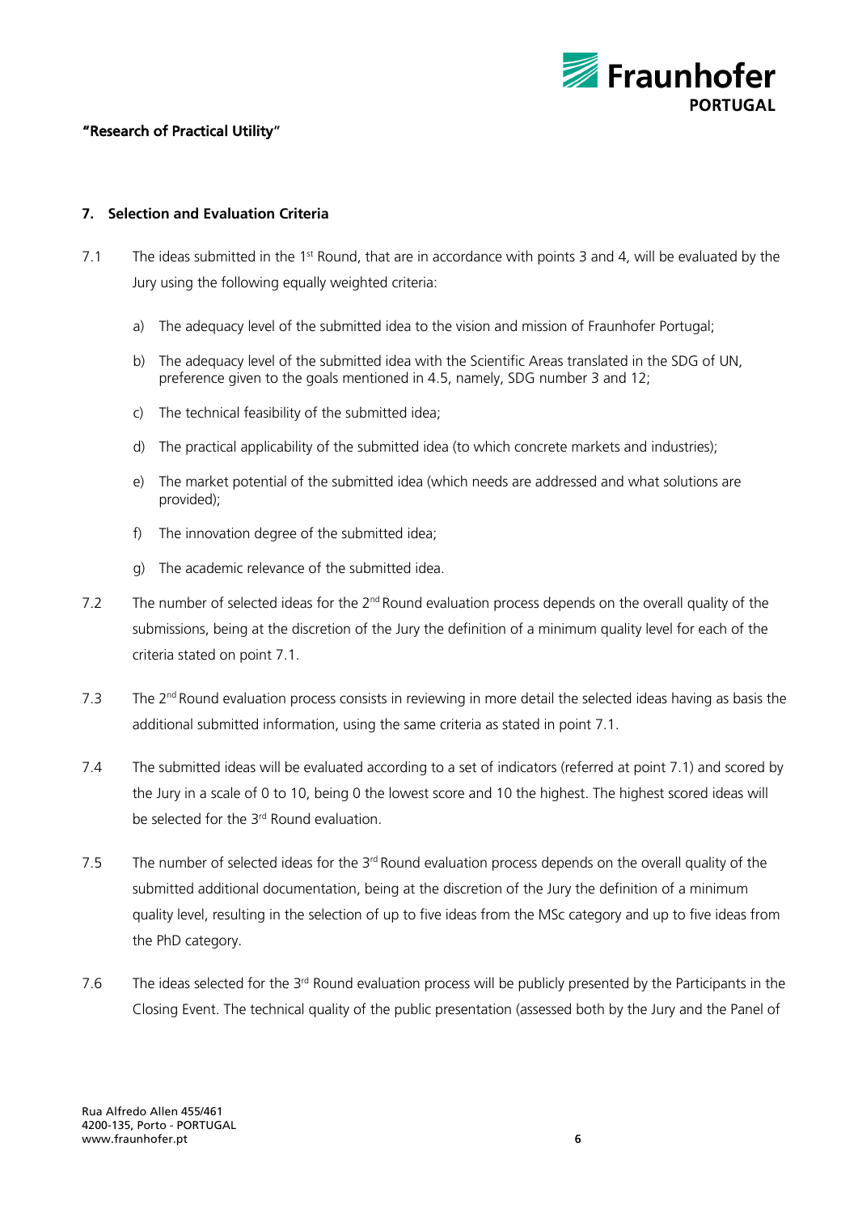## 7. Selection and Evaluation Criteria

7.1 The ideas submitted in the 1st Round, that are in accordance with points 3 and 4, will be evaluated by the Jury using the following equally weighted criteria:

a) The adequacy level of the submitted idea to the vision and mission of Fraunhofer Portugal;

b) The adequacy level of the submitted idea with the Scientific Areas translated in the SDG of UN, preference given to the goals mentioned in 4.5, namely, SDG number 3 and 12;

c) The technical feasibility of the submitted idea;

d) The practical applicability of the submitted idea (to which concrete markets and industries);

e) The market potential of the submitted idea (which needs are addressed and what solutions are provided);

f) The innovation degree of the submitted idea;

g) The academic relevance of the submitted idea.

7.2 The number of selected ideas for the 2nd Round evaluation process depends on the overall quality of the submissions, being at the discretion of the Jury the definition of a minimum quality level for each of the criteria stated on point 7.1.

7.3 The 2nd Round evaluation process consists in reviewing in more detail the selected ideas having as basis the additional submitted information, using the same criteria as stated in point 7.1.

7.4 The submitted ideas will be evaluated according to a set of indicators (referred at point 7.1) and scored by the Jury in a scale of 0 to 10, being 0 the lowest score and 10 the highest. The highest scored ideas will be selected for the 3rd Round evaluation.

7.5 The number of selected ideas for the 3rd Round evaluation process depends on the overall quality of the submitted additional documentation, being at the discretion of the Jury the definition of a minimum quality level, resulting in the selection of up to five ideas from the MSc category and up to five ideas from the PhD category.

7.6 The ideas selected for the 3rd Round evaluation process will be publicly presented by the Participants in the Closing Event. The technical quality of the public presentation (assessed both by the Jury and the Panel of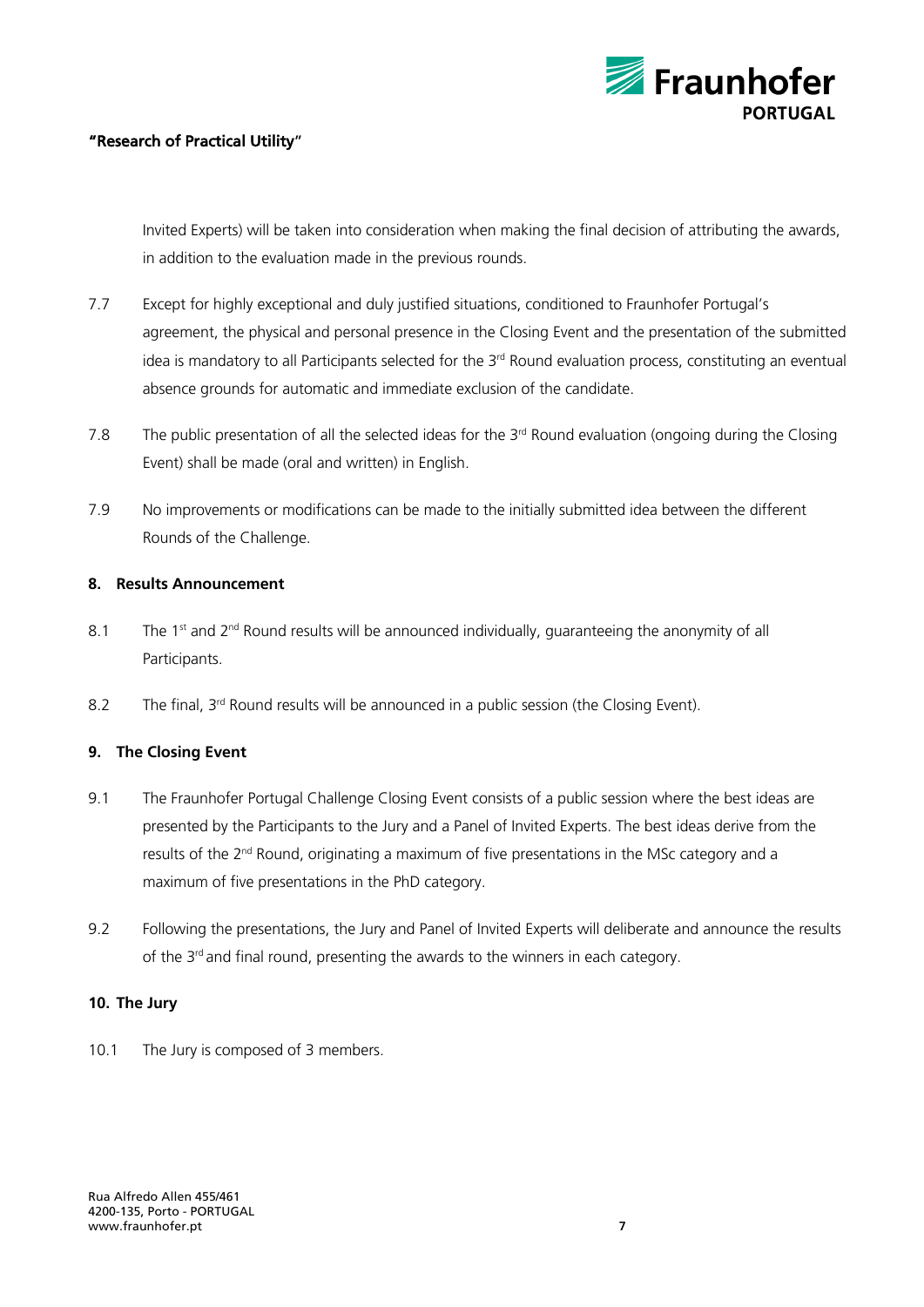Invited Experts) will be taken into consideration when making the final decision of attributing the awards, in addition to the evaluation made in the previous rounds.

7.7 Except for highly exceptional and duly justified situations, conditioned to Fraunhofer Portugal's agreement, the physical and personal presence in the Closing Event and the presentation of the submitted idea is mandatory to all Participants selected for the 3rd Round evaluation process, constituting an eventual absence grounds for automatic and immediate exclusion of the candidate.

7.8 The public presentation of all the selected ideas for the 3rd Round evaluation (ongoing during the Closing Event) shall be made (oral and written) in English.

7.9 No improvements or modifications can be made to the initially submitted idea between the different Rounds of the Challenge.

## 8. Results Announcement

8.1 The 1st and 2nd Round results will be announced individually, guaranteeing the anonymity of all Participants.

8.2 The final, 3rd Round results will be announced in a public session (the Closing Event).

## 9. The Closing Event

9.1 The Fraunhofer Portugal Challenge Closing Event consists of a public session where the best ideas are presented by the Participants to the Jury and a Panel of Invited Experts. The best ideas derive from the results of the 2nd Round, originating a maximum of five presentations in the MSc category and a maximum of five presentations in the PhD category.

9.2 Following the presentations, the Jury and Panel of Invited Experts will deliberate and announce the results of the 3rd and final round, presenting the awards to the winners in each category.

## 10. The Jury

10.1 The Jury is composed of 3 members.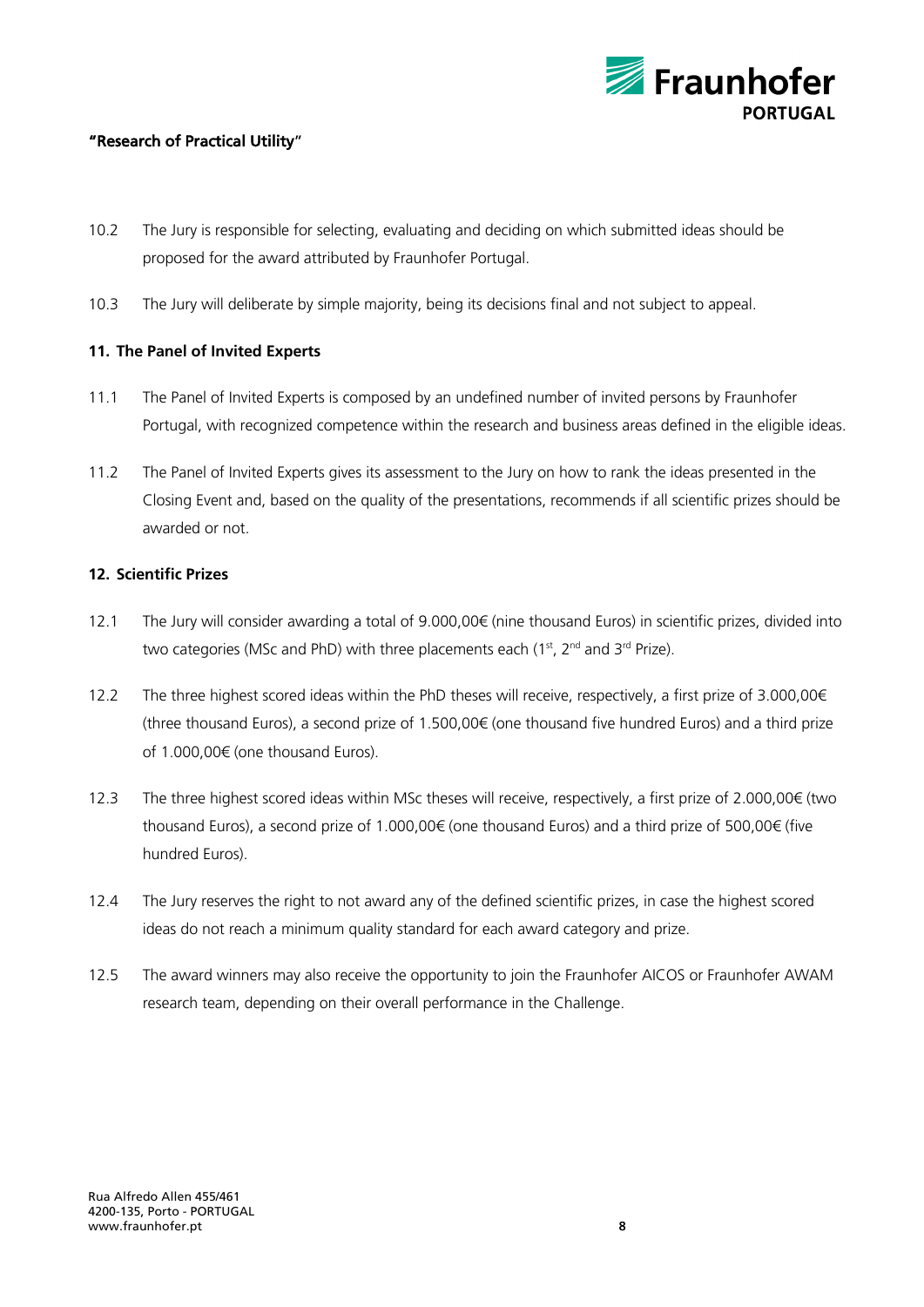10.2 The Jury is responsible for selecting, evaluating and deciding on which submitted ideas should be proposed for the award attributed by Fraunhofer Portugal.

10.3 The Jury will deliberate by simple majority, being its decisions final and not subject to appeal.

## 11. The Panel of Invited Experts

11.1 The Panel of Invited Experts is composed by an undefined number of invited persons by Fraunhofer Portugal, with recognized competence within the research and business areas defined in the eligible ideas.

11.2 The Panel of Invited Experts gives its assessment to the Jury on how to rank the ideas presented in the Closing Event and, based on the quality of the presentations, recommends if all scientific prizes should be awarded or not.

## 12. Scientific Prizes

12.1 The Jury will consider awarding a total of 9.000,00€ (nine thousand Euros) in scientific prizes, divided into two categories (MSc and PhD) with three placements each (1st, 2nd and 3rd Prize).

12.2 The three highest scored ideas within the PhD theses will receive, respectively, a first prize of 3.000,00€ (three thousand Euros), a second prize of 1.500,00€ (one thousand five hundred Euros) and a third prize of 1.000,00€ (one thousand Euros).

12.3 The three highest scored ideas within MSc theses will receive, respectively, a first prize of 2.000,00€ (two thousand Euros), a second prize of 1.000,00€ (one thousand Euros) and a third prize of 500,00€ (five hundred Euros).

12.4 The Jury reserves the right to not award any of the defined scientific prizes, in case the highest scored ideas do not reach a minimum quality standard for each award category and prize.

12.5 The award winners may also receive the opportunity to join the Fraunhofer AICOS or Fraunhofer AWAM research team, depending on their overall performance in the Challenge.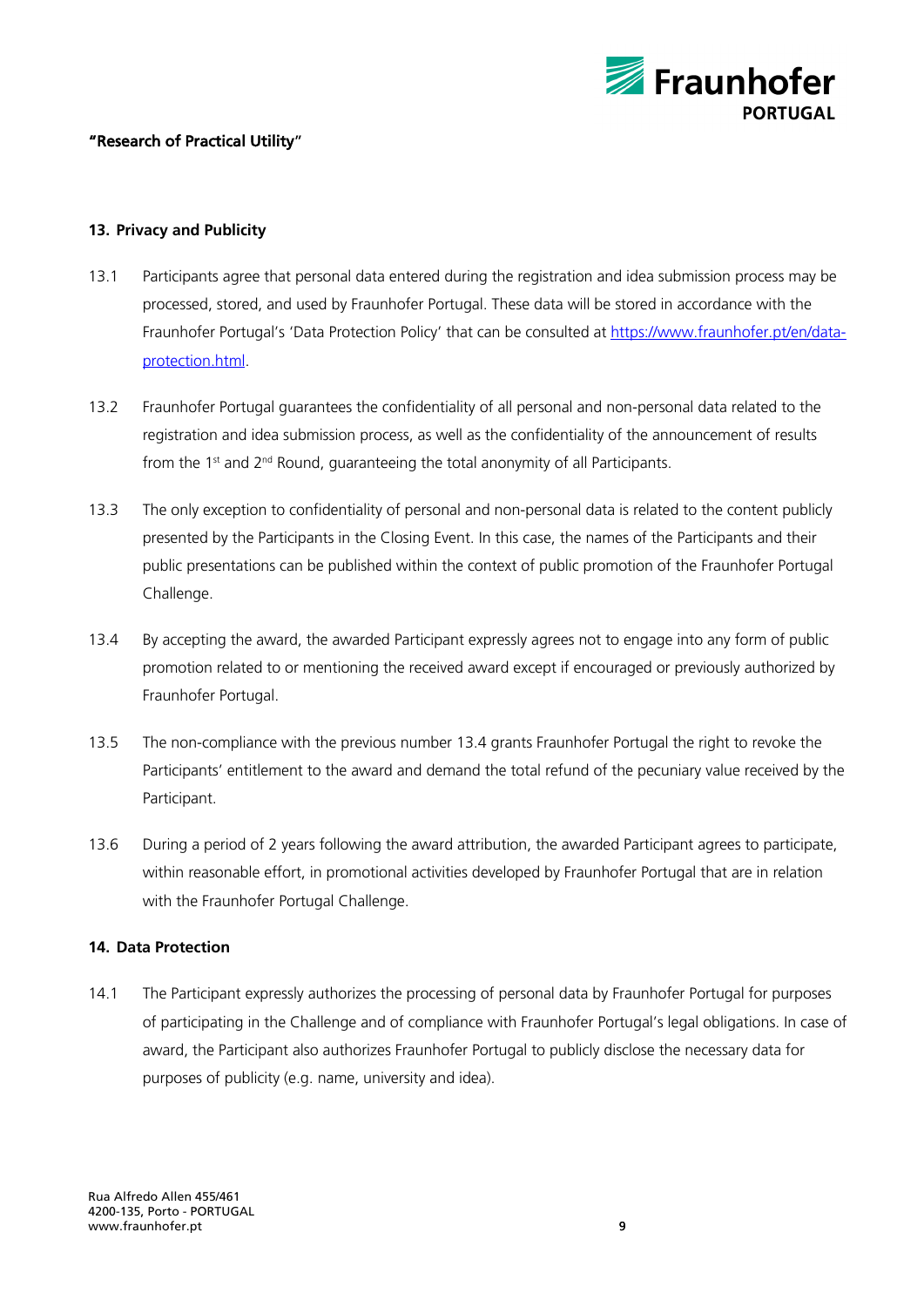## 13. Privacy and Publicity

13.1 Participants agree that personal data entered during the registration and idea submission process may be processed, stored, and used by Fraunhofer Portugal. These data will be stored in accordance with the Fraunhofer Portugal's 'Data Protection Policy' that can be consulted at https://www.fraunhofer.pt/en/data-protection.html.

13.2 Fraunhofer Portugal guarantees the confidentiality of all personal and non-personal data related to the registration and idea submission process, as well as the confidentiality of the announcement of results from the 1st and 2nd Round, guaranteeing the total anonymity of all Participants.

13.3 The only exception to confidentiality of personal and non-personal data is related to the content publicly presented by the Participants in the Closing Event. In this case, the names of the Participants and their public presentations can be published within the context of public promotion of the Fraunhofer Portugal Challenge.

13.4 By accepting the award, the awarded Participant expressly agrees not to engage into any form of public promotion related to or mentioning the received award except if encouraged or previously authorized by Fraunhofer Portugal.

13.5 The non-compliance with the previous number 13.4 grants Fraunhofer Portugal the right to revoke the Participants' entitlement to the award and demand the total refund of the pecuniary value received by the Participant.

13.6 During a period of 2 years following the award attribution, the awarded Participant agrees to participate, within reasonable effort, in promotional activities developed by Fraunhofer Portugal that are in relation with the Fraunhofer Portugal Challenge.

## 14. Data Protection

14.1 The Participant expressly authorizes the processing of personal data by Fraunhofer Portugal for purposes of participating in the Challenge and of compliance with Fraunhofer Portugal's legal obligations. In case of award, the Participant also authorizes Fraunhofer Portugal to publicly disclose the necessary data for purposes of publicity (e.g. name, university and idea).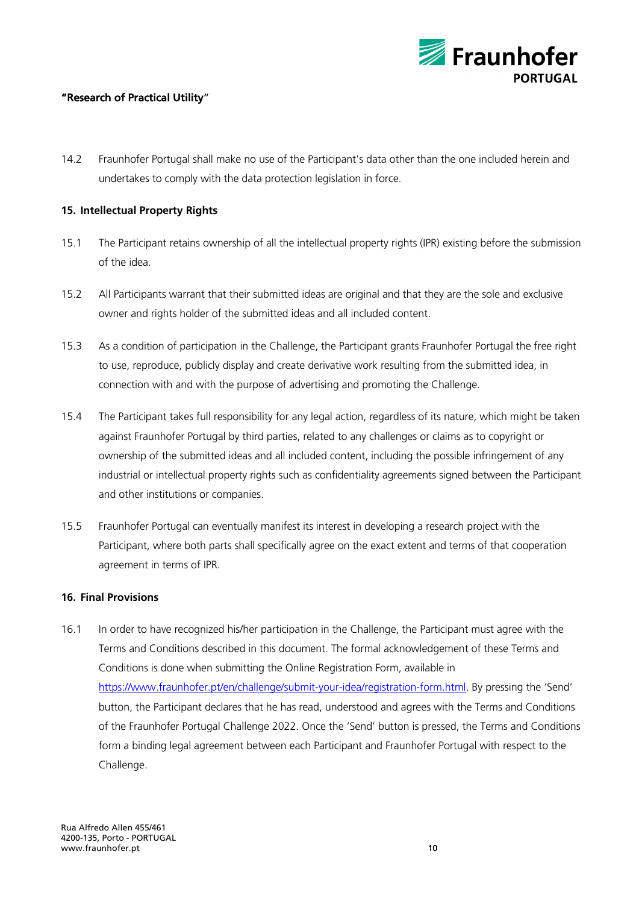14.2 Fraunhofer Portugal shall make no use of the Participant's data other than the one included herein and undertakes to comply with the data protection legislation in force.

## 15. Intellectual Property Rights

15.1 The Participant retains ownership of all the intellectual property rights (IPR) existing before the submission of the idea.

15.2 All Participants warrant that their submitted ideas are original and that they are the sole and exclusive owner and rights holder of the submitted ideas and all included content.

15.3 As a condition of participation in the Challenge, the Participant grants Fraunhofer Portugal the free right to use, reproduce, publicly display and create derivative work resulting from the submitted idea, in connection with and with the purpose of advertising and promoting the Challenge.

15.4 The Participant takes full responsibility for any legal action, regardless of its nature, which might be taken against Fraunhofer Portugal by third parties, related to any challenges or claims as to copyright or ownership of the submitted ideas and all included content, including the possible infringement of any industrial or intellectual property rights such as confidentiality agreements signed between the Participant and other institutions or companies.

15.5 Fraunhofer Portugal can eventually manifest its interest in developing a research project with the Participant, where both parts shall specifically agree on the exact extent and terms of that cooperation agreement in terms of IPR.

## 16. Final Provisions

16.1 In order to have recognized his/her participation in the Challenge, the Participant must agree with the Terms and Conditions described in this document. The formal acknowledgement of these Terms and Conditions is done when submitting the Online Registration Form, available in https://www.fraunhofer.pt/en/challenge/submit-your-idea/registration-form.html. By pressing the 'Send' button, the Participant declares that he has read, understood and agrees with the Terms and Conditions of the Fraunhofer Portugal Challenge 2022. Once the 'Send' button is pressed, the Terms and Conditions form a binding legal agreement between each Participant and Fraunhofer Portugal with respect to the Challenge.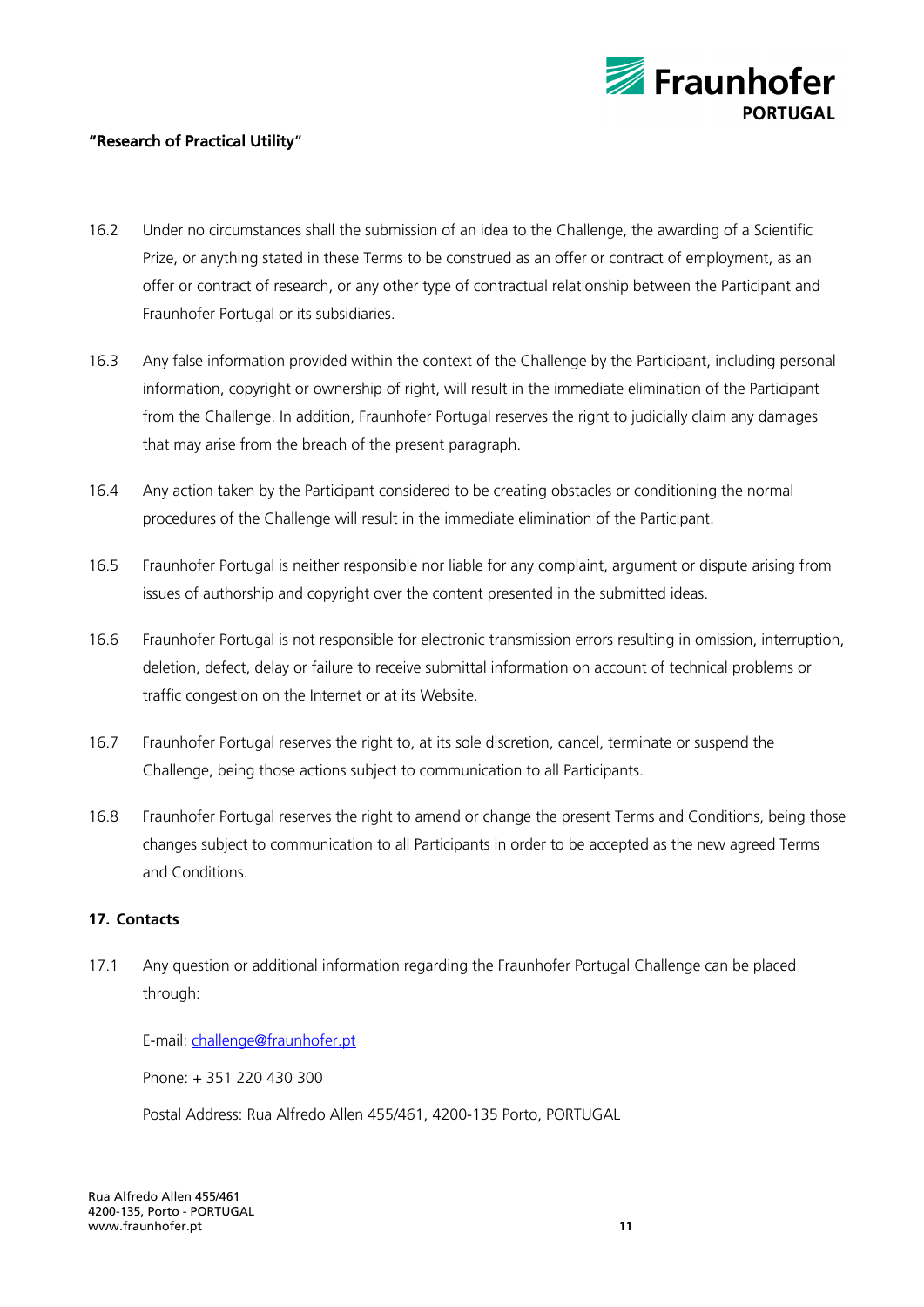16.2 Under no circumstances shall the submission of an idea to the Challenge, the awarding of a Scientific Prize, or anything stated in these Terms to be construed as an offer or contract of employment, as an offer or contract of research, or any other type of contractual relationship between the Participant and Fraunhofer Portugal or its subsidiaries.

16.3 Any false information provided within the context of the Challenge by the Participant, including personal information, copyright or ownership of right, will result in the immediate elimination of the Participant from the Challenge. In addition, Fraunhofer Portugal reserves the right to judicially claim any damages that may arise from the breach of the present paragraph.

16.4 Any action taken by the Participant considered to be creating obstacles or conditioning the normal procedures of the Challenge will result in the immediate elimination of the Participant.

16.5 Fraunhofer Portugal is neither responsible nor liable for any complaint, argument or dispute arising from issues of authorship and copyright over the content presented in the submitted ideas.

16.6 Fraunhofer Portugal is not responsible for electronic transmission errors resulting in omission, interruption, deletion, defect, delay or failure to receive submittal information on account of technical problems or traffic congestion on the Internet or at its Website.

16.7 Fraunhofer Portugal reserves the right to, at its sole discretion, cancel, terminate or suspend the Challenge, being those actions subject to communication to all Participants.

16.8 Fraunhofer Portugal reserves the right to amend or change the present Terms and Conditions, being those changes subject to communication to all Participants in order to be accepted as the new agreed Terms and Conditions.

## 17. Contacts

17.1 Any question or additional information regarding the Fraunhofer Portugal Challenge can be placed through:

E-mail: challenge@fraunhofer.pt

Phone: + 351 220 430 300

Postal Address: Rua Alfredo Allen 455/461, 4200-135 Porto, PORTUGAL